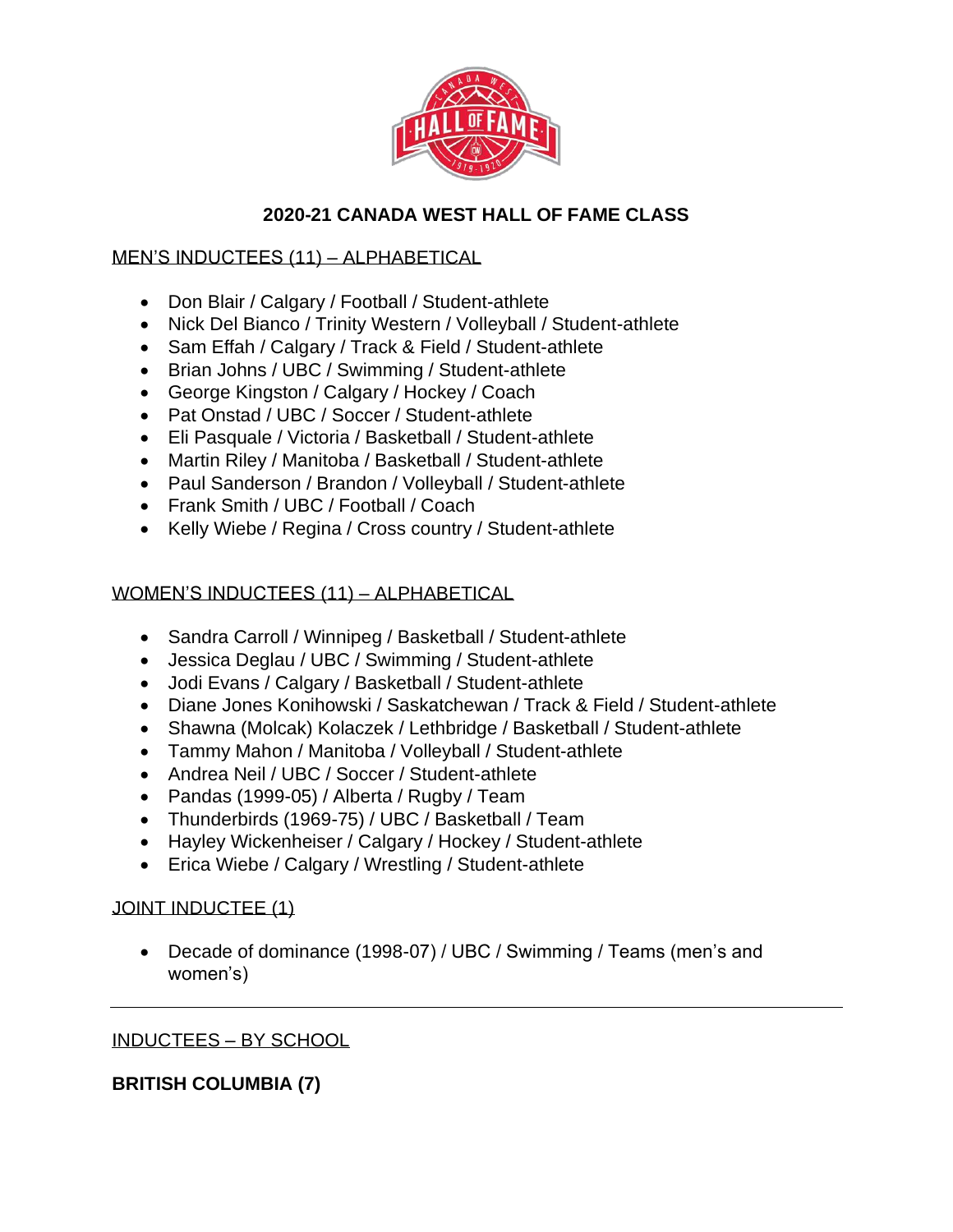# 2020-21 CANADA WEST HALL OF FAME CLASS

## MEN'S INDUCTEES (11) – ALPHABETICAL

- Don Blair / Calgary / Football / Student-athlete
- Nick Del Bianco / Trinity Western / Volleyball / Student-athlete
- Sam Effah / Calgary / Track & Field / Student-athlete
- Brian Johns / UBC / Swimming / Student-athlete
- George Kingston / Calgary / Hockey / Coach
- Pat Onstad / UBC / Soccer / Student-athlete
- Eli Pasquale / Victoria / Basketball / Student-athlete
- Martin Riley / Manitoba / Basketball / Student-athlete
- Paul Sanderson / Brandon / Volleyball / Student-athlete
- Frank Smith / UBC / Football / Coach
- Kelly Wiebe / Regina / Cross country / Student-athlete

## WOMEN'S INDUCTEES (11) – ALPHABETICAL

- Sandra Carroll / Winnipeg / Basketball / Student-athlete
- Jessica Deglau / UBC / Swimming / Student-athlete
- Jodi Evans / Calgary / Basketball / Student-athlete
- Diane Jones Konihowski / Saskatchewan / Track & Field / Student-athlete
- Shawna (Molcak) Kolaczek / Lethbridge / Basketball / Student-athlete
- Tammy Mahon / Manitoba / Volleyball / Student-athlete
- Andrea Neil / UBC / Soccer / Student-athlete
- Pandas (1999-05) / Alberta / Rugby / Team
- Thunderbirds (1969-75) / UBC / Basketball / Team
- Hayley Wickenheiser / Calgary / Hockey / Student-athlete
- Erica Wiebe / Calgary / Wrestling / Student-athlete

## JOINT INDUCTEE (1)

- Decade of dominance (1998-07) / UBC / Swimming / Teams (men's and women's)

---

## INDUCTEES – BY SCHOOL

**BRITISH COLUMBIA (7)**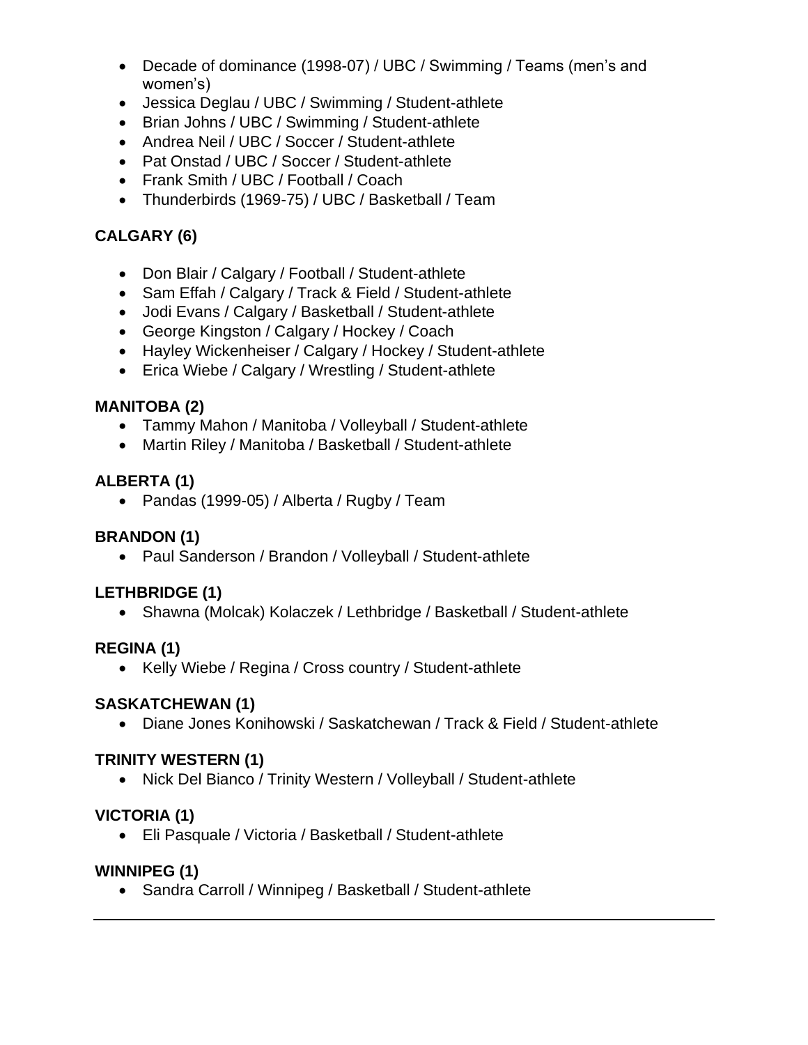- Decade of dominance (1998-07) / UBC / Swimming / Teams (men's and women's)
- Jessica Deglau / UBC / Swimming / Student-athlete
- Brian Johns / UBC / Swimming / Student-athlete
- Andrea Neil / UBC / Soccer / Student-athlete
- Pat Onstad / UBC / Soccer / Student-athlete
- Frank Smith / UBC / Football / Coach
- Thunderbirds (1969-75) / UBC / Basketball / Team

**CALGARY (6)**

- Don Blair / Calgary / Football / Student-athlete
- Sam Effah / Calgary / Track & Field / Student-athlete
- Jodi Evans / Calgary / Basketball / Student-athlete
- George Kingston / Calgary / Hockey / Coach
- Hayley Wickenheiser / Calgary / Hockey / Student-athlete
- Erica Wiebe / Calgary / Wrestling / Student-athlete

**MANITOBA (2)**

- Tammy Mahon / Manitoba / Volleyball / Student-athlete
- Martin Riley / Manitoba / Basketball / Student-athlete

**ALBERTA (1)**

- Pandas (1999-05) / Alberta / Rugby / Team

**BRANDON (1)**

- Paul Sanderson / Brandon / Volleyball / Student-athlete

**LETHBRIDGE (1)**

- Shawna (Molcak) Kolaczek / Lethbridge / Basketball / Student-athlete

**REGINA (1)**

- Kelly Wiebe / Regina / Cross country / Student-athlete

**SASKATCHEWAN (1)**

- Diane Jones Konihowski / Saskatchewan / Track & Field / Student-athlete

**TRINITY WESTERN (1)**

- Nick Del Bianco / Trinity Western / Volleyball / Student-athlete

**VICTORIA (1)**

- Eli Pasquale / Victoria / Basketball / Student-athlete

**WINNIPEG (1)**

- Sandra Carroll / Winnipeg / Basketball / Student-athlete

---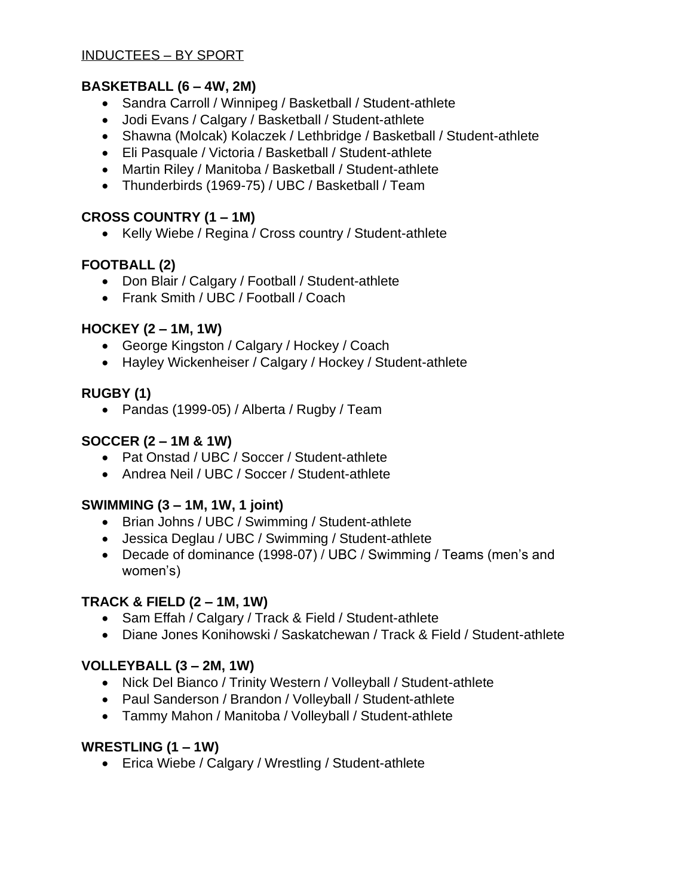<u>INDUCTEES – BY SPORT</u>

**BASKETBALL (6 – 4W, 2M)**

- Sandra Carroll / Winnipeg / Basketball / Student-athlete
- Jodi Evans / Calgary / Basketball / Student-athlete
- Shawna (Molcak) Kolaczek / Lethbridge / Basketball / Student-athlete
- Eli Pasquale / Victoria / Basketball / Student-athlete
- Martin Riley / Manitoba / Basketball / Student-athlete
- Thunderbirds (1969-75) / UBC / Basketball / Team

**CROSS COUNTRY (1 – 1M)**

- Kelly Wiebe / Regina / Cross country / Student-athlete

**FOOTBALL (2)**

- Don Blair / Calgary / Football / Student-athlete
- Frank Smith / UBC / Football / Coach

**HOCKEY (2 – 1M, 1W)**

- George Kingston / Calgary / Hockey / Coach
- Hayley Wickenheiser / Calgary / Hockey / Student-athlete

**RUGBY (1)**

- Pandas (1999-05) / Alberta / Rugby / Team

**SOCCER (2 – 1M & 1W)**

- Pat Onstad / UBC / Soccer / Student-athlete
- Andrea Neil / UBC / Soccer / Student-athlete

**SWIMMING (3 – 1M, 1W, 1 joint)**

- Brian Johns / UBC / Swimming / Student-athlete
- Jessica Deglau / UBC / Swimming / Student-athlete
- Decade of dominance (1998-07) / UBC / Swimming / Teams (men's and women's)

**TRACK & FIELD (2 – 1M, 1W)**

- Sam Effah / Calgary / Track & Field / Student-athlete
- Diane Jones Konihowski / Saskatchewan / Track & Field / Student-athlete

**VOLLEYBALL (3 – 2M, 1W)**

- Nick Del Bianco / Trinity Western / Volleyball / Student-athlete
- Paul Sanderson / Brandon / Volleyball / Student-athlete
- Tammy Mahon / Manitoba / Volleyball / Student-athlete

**WRESTLING (1 – 1W)**

- Erica Wiebe / Calgary / Wrestling / Student-athlete